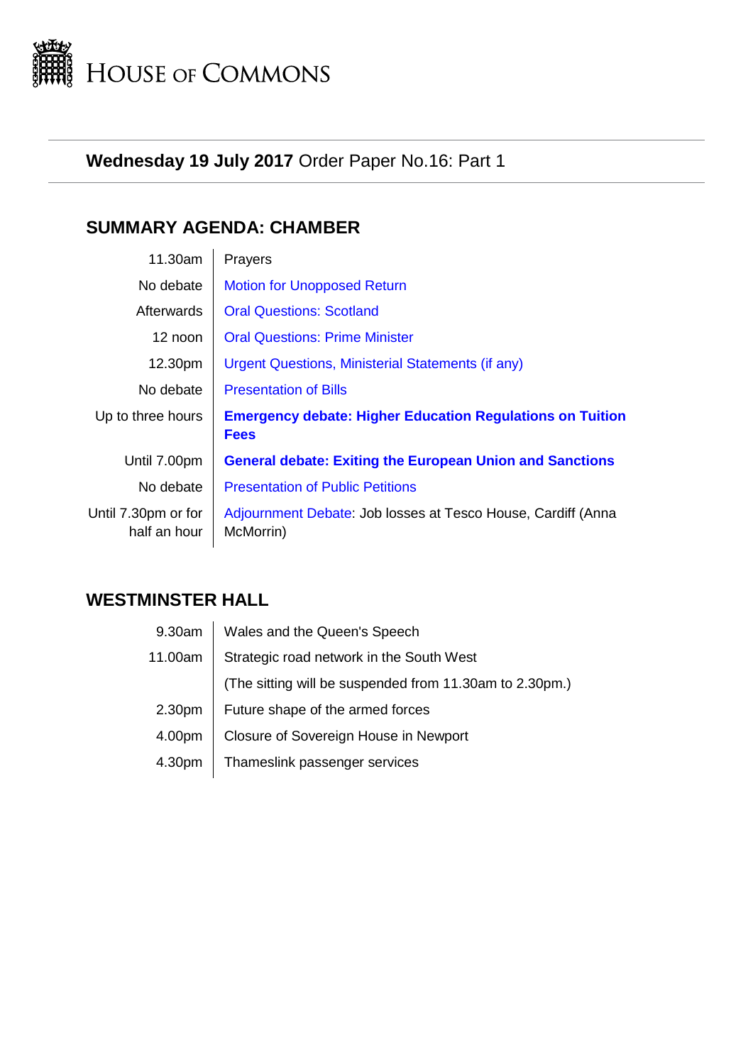# HOUSE OF COMMONS

## **Wednesday 19 July 2017** Order Paper No.16: Part 1

## SUMMARY AGENDA: CHAMBER

| | |
|---|---|
| 11.30am | Prayers |
| No debate | Motion for Unopposed Return |
| Afterwards | Oral Questions: Scotland |
| 12 noon | Oral Questions: Prime Minister |
| 12.30pm | Urgent Questions, Ministerial Statements (if any) |
| No debate | Presentation of Bills |
| Up to three hours | **Emergency debate: Higher Education Regulations on Tuition Fees** |
| Until 7.00pm | **General debate: Exiting the European Union and Sanctions** |
| No debate | Presentation of Public Petitions |
| Until 7.30pm or for half an hour | Adjournment Debate: Job losses at Tesco House, Cardiff (Anna McMorrin) |

## WESTMINSTER HALL

| | |
|---|---|
| 9.30am | Wales and the Queen's Speech |
| 11.00am | Strategic road network in the South West |
| | (The sitting will be suspended from 11.30am to 2.30pm.) |
| 2.30pm | Future shape of the armed forces |
| 4.00pm | Closure of Sovereign House in Newport |
| 4.30pm | Thameslink passenger services |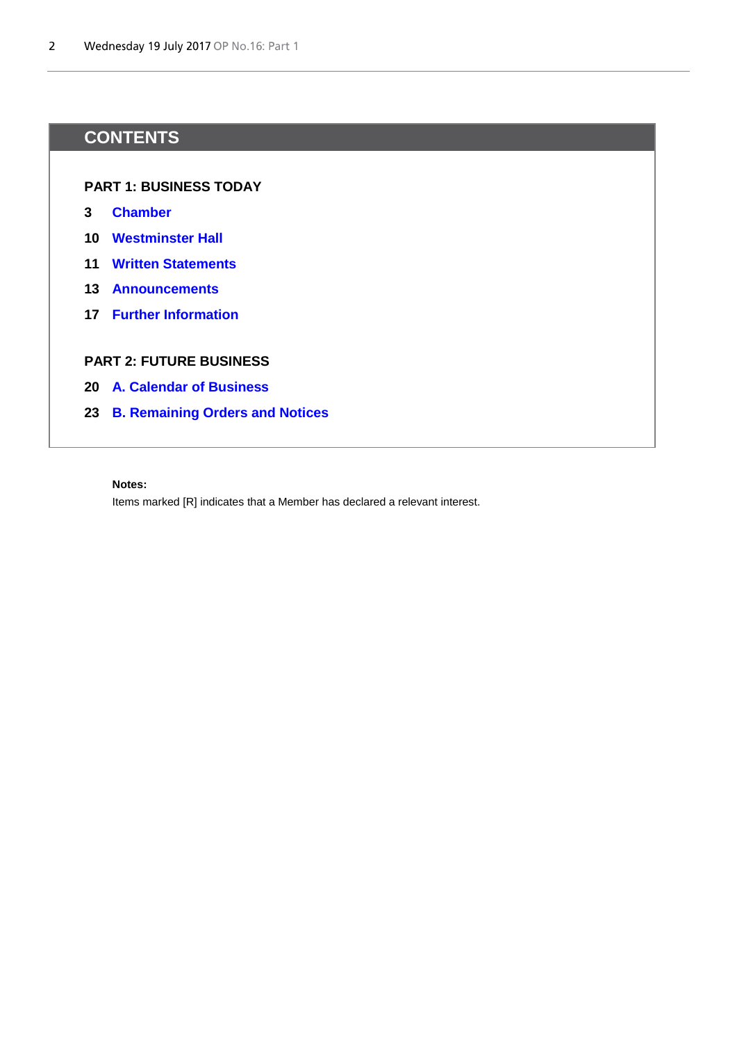# CONTENTS

**PART 1: BUSINESS TODAY**

**3** **Chamber**

**10** **Westminster Hall**

**11** **Written Statements**

**13** **Announcements**

**17** **Further Information**

**PART 2: FUTURE BUSINESS**

**20** **A. Calendar of Business**

**23** **B. Remaining Orders and Notices**

**Notes:**

Items marked [R] indicates that a Member has declared a relevant interest.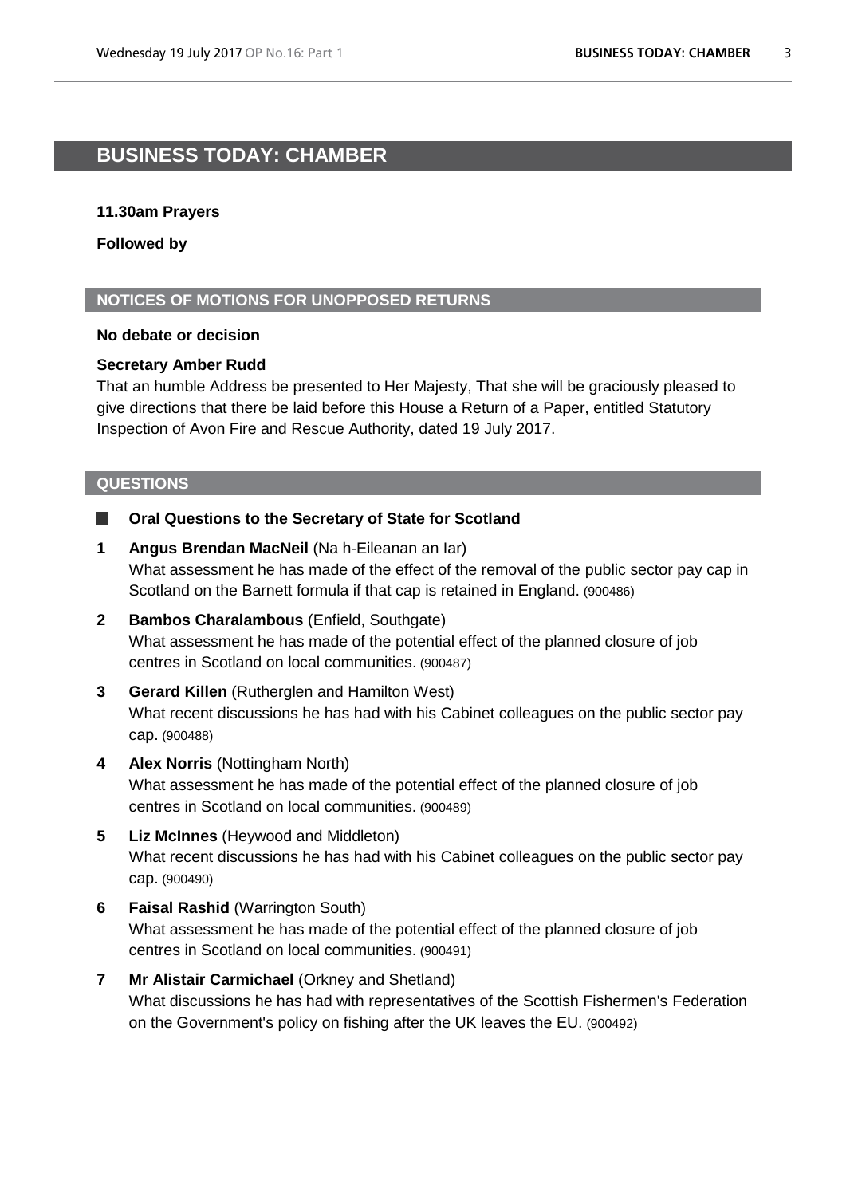# BUSINESS TODAY: CHAMBER

**11.30am Prayers**

**Followed by**

## NOTICES OF MOTIONS FOR UNOPPOSED RETURNS

**No debate or decision**

**Secretary Amber Rudd**

That an humble Address be presented to Her Majesty, That she will be graciously pleased to give directions that there be laid before this House a Return of a Paper, entitled Statutory Inspection of Avon Fire and Rescue Authority, dated 19 July 2017.

## QUESTIONS

### Oral Questions to the Secretary of State for Scotland

**1** **Angus Brendan MacNeil** (Na h-Eileanan an Iar)
What assessment he has made of the effect of the removal of the public sector pay cap in Scotland on the Barnett formula if that cap is retained in England. (900486)

**2** **Bambos Charalambous** (Enfield, Southgate)
What assessment he has made of the potential effect of the planned closure of job centres in Scotland on local communities. (900487)

**3** **Gerard Killen** (Rutherglen and Hamilton West)
What recent discussions he has had with his Cabinet colleagues on the public sector pay cap. (900488)

**4** **Alex Norris** (Nottingham North)
What assessment he has made of the potential effect of the planned closure of job centres in Scotland on local communities. (900489)

**5** **Liz McInnes** (Heywood and Middleton)
What recent discussions he has had with his Cabinet colleagues on the public sector pay cap. (900490)

**6** **Faisal Rashid** (Warrington South)
What assessment he has made of the potential effect of the planned closure of job centres in Scotland on local communities. (900491)

**7** **Mr Alistair Carmichael** (Orkney and Shetland)
What discussions he has had with representatives of the Scottish Fishermen's Federation on the Government's policy on fishing after the UK leaves the EU. (900492)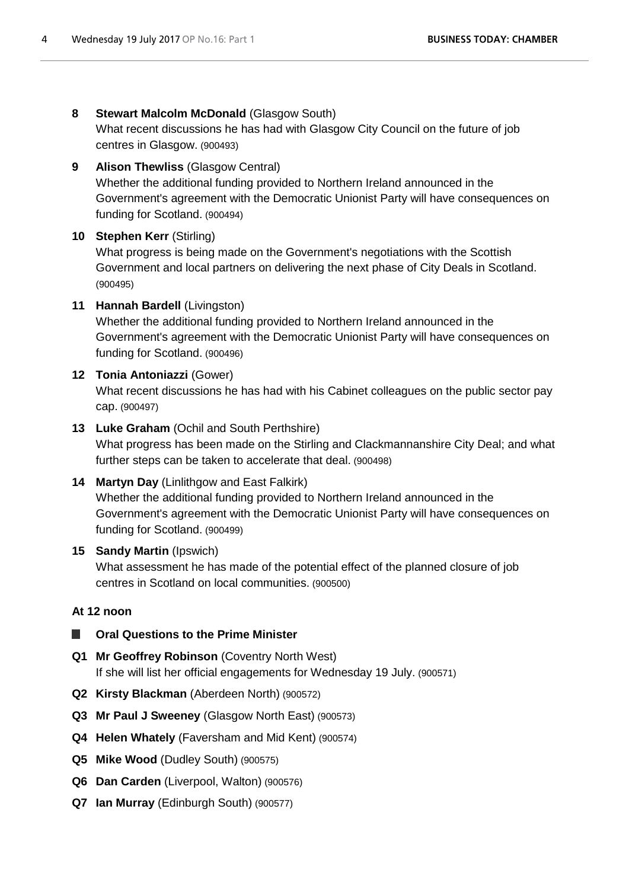**8** **Stewart Malcolm McDonald** (Glasgow South)
What recent discussions he has had with Glasgow City Council on the future of job centres in Glasgow. (900493)

**9** **Alison Thewliss** (Glasgow Central)
Whether the additional funding provided to Northern Ireland announced in the Government's agreement with the Democratic Unionist Party will have consequences on funding for Scotland. (900494)

**10** **Stephen Kerr** (Stirling)
What progress is being made on the Government's negotiations with the Scottish Government and local partners on delivering the next phase of City Deals in Scotland. (900495)

**11** **Hannah Bardell** (Livingston)
Whether the additional funding provided to Northern Ireland announced in the Government's agreement with the Democratic Unionist Party will have consequences on funding for Scotland. (900496)

**12** **Tonia Antoniazzi** (Gower)
What recent discussions he has had with his Cabinet colleagues on the public sector pay cap. (900497)

**13** **Luke Graham** (Ochil and South Perthshire)
What progress has been made on the Stirling and Clackmannanshire City Deal; and what further steps can be taken to accelerate that deal. (900498)

**14** **Martyn Day** (Linlithgow and East Falkirk)
Whether the additional funding provided to Northern Ireland announced in the Government's agreement with the Democratic Unionist Party will have consequences on funding for Scotland. (900499)

**15** **Sandy Martin** (Ipswich)
What assessment he has made of the potential effect of the planned closure of job centres in Scotland on local communities. (900500)

**At 12 noon**

**Oral Questions to the Prime Minister**

**Q1** **Mr Geoffrey Robinson** (Coventry North West)
If she will list her official engagements for Wednesday 19 July. (900571)

**Q2** **Kirsty Blackman** (Aberdeen North) (900572)

**Q3** **Mr Paul J Sweeney** (Glasgow North East) (900573)

**Q4** **Helen Whately** (Faversham and Mid Kent) (900574)

**Q5** **Mike Wood** (Dudley South) (900575)

**Q6** **Dan Carden** (Liverpool, Walton) (900576)

**Q7** **Ian Murray** (Edinburgh South) (900577)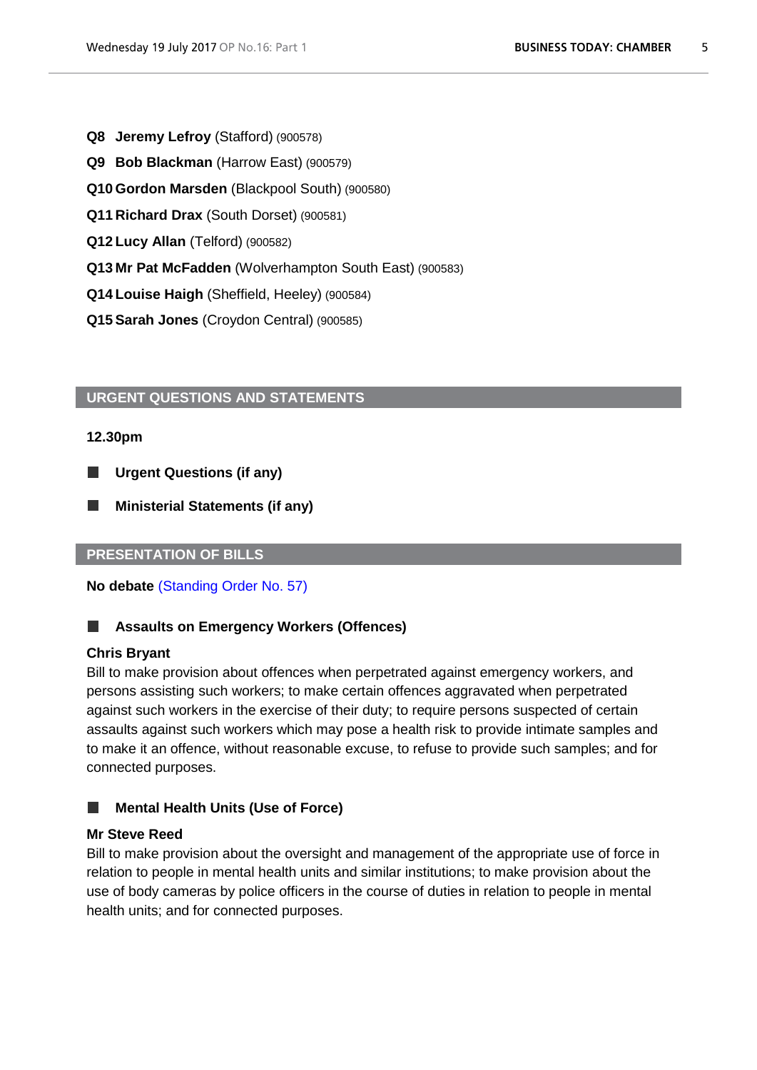**Q8** **Jeremy Lefroy** (Stafford) (900578)

**Q9** **Bob Blackman** (Harrow East) (900579)

**Q10** **Gordon Marsden** (Blackpool South) (900580)

**Q11** **Richard Drax** (South Dorset) (900581)

**Q12** **Lucy Allan** (Telford) (900582)

**Q13** **Mr Pat McFadden** (Wolverhampton South East) (900583)

**Q14** **Louise Haigh** (Sheffield, Heeley) (900584)

**Q15** **Sarah Jones** (Croydon Central) (900585)

## URGENT QUESTIONS AND STATEMENTS

**12.30pm**

- **Urgent Questions (if any)**
- **Ministerial Statements (if any)**

## PRESENTATION OF BILLS

**No debate** (Standing Order No. 57)

### Assaults on Emergency Workers (Offences)

**Chris Bryant**

Bill to make provision about offences when perpetrated against emergency workers, and persons assisting such workers; to make certain offences aggravated when perpetrated against such workers in the exercise of their duty; to require persons suspected of certain assaults against such workers which may pose a health risk to provide intimate samples and to make it an offence, without reasonable excuse, to refuse to provide such samples; and for connected purposes.

### Mental Health Units (Use of Force)

**Mr Steve Reed**

Bill to make provision about the oversight and management of the appropriate use of force in relation to people in mental health units and similar institutions; to make provision about the use of body cameras by police officers in the course of duties in relation to people in mental health units; and for connected purposes.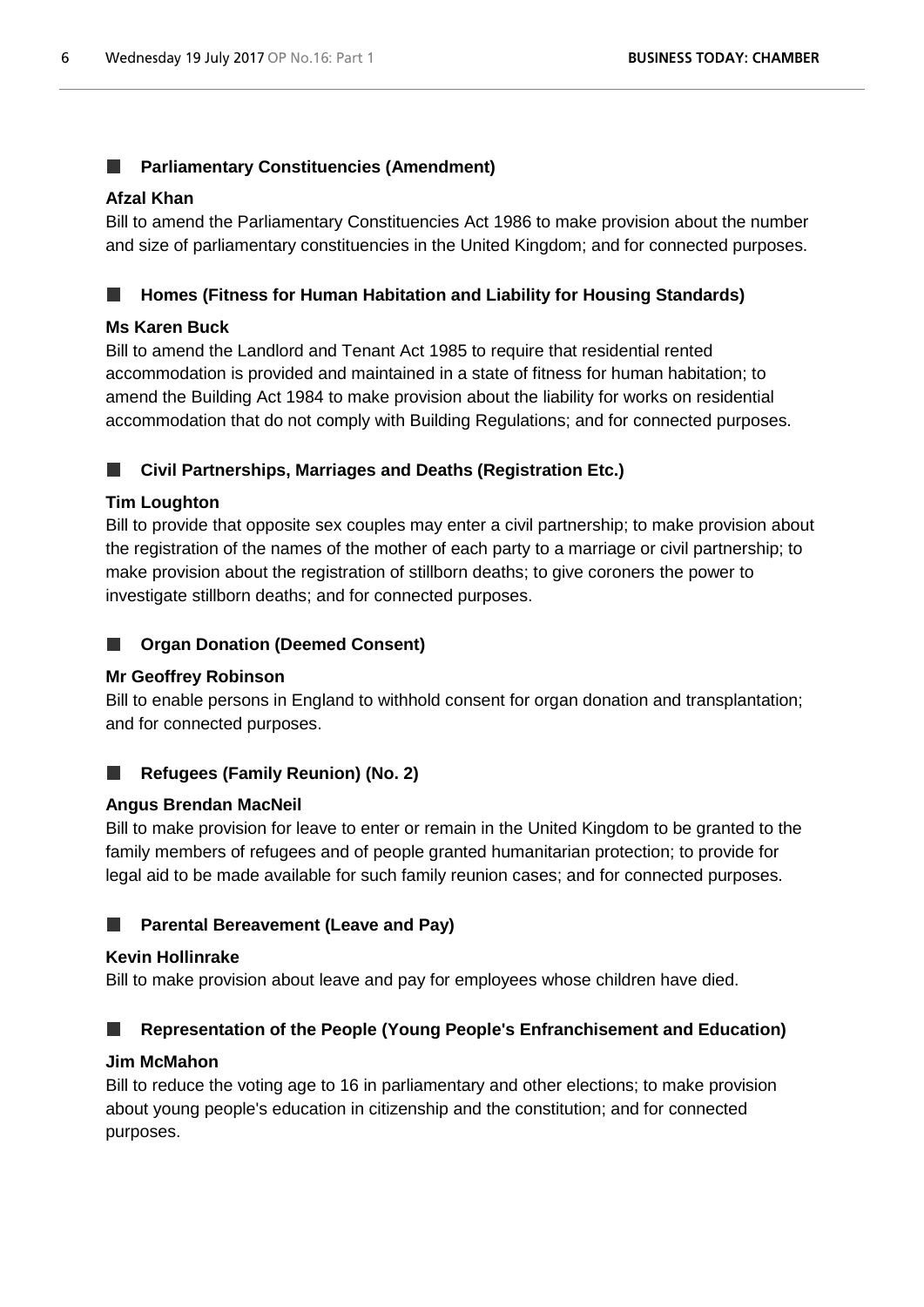### Parliamentary Constituencies (Amendment)

**Afzal Khan**

Bill to amend the Parliamentary Constituencies Act 1986 to make provision about the number and size of parliamentary constituencies in the United Kingdom; and for connected purposes.

### Homes (Fitness for Human Habitation and Liability for Housing Standards)

**Ms Karen Buck**

Bill to amend the Landlord and Tenant Act 1985 to require that residential rented accommodation is provided and maintained in a state of fitness for human habitation; to amend the Building Act 1984 to make provision about the liability for works on residential accommodation that do not comply with Building Regulations; and for connected purposes.

### Civil Partnerships, Marriages and Deaths (Registration Etc.)

**Tim Loughton**

Bill to provide that opposite sex couples may enter a civil partnership; to make provision about the registration of the names of the mother of each party to a marriage or civil partnership; to make provision about the registration of stillborn deaths; to give coroners the power to investigate stillborn deaths; and for connected purposes.

### Organ Donation (Deemed Consent)

**Mr Geoffrey Robinson**

Bill to enable persons in England to withhold consent for organ donation and transplantation; and for connected purposes.

### Refugees (Family Reunion) (No. 2)

**Angus Brendan MacNeil**

Bill to make provision for leave to enter or remain in the United Kingdom to be granted to the family members of refugees and of people granted humanitarian protection; to provide for legal aid to be made available for such family reunion cases; and for connected purposes.

### Parental Bereavement (Leave and Pay)

**Kevin Hollinrake**

Bill to make provision about leave and pay for employees whose children have died.

### Representation of the People (Young People's Enfranchisement and Education)

**Jim McMahon**

Bill to reduce the voting age to 16 in parliamentary and other elections; to make provision about young people's education in citizenship and the constitution; and for connected purposes.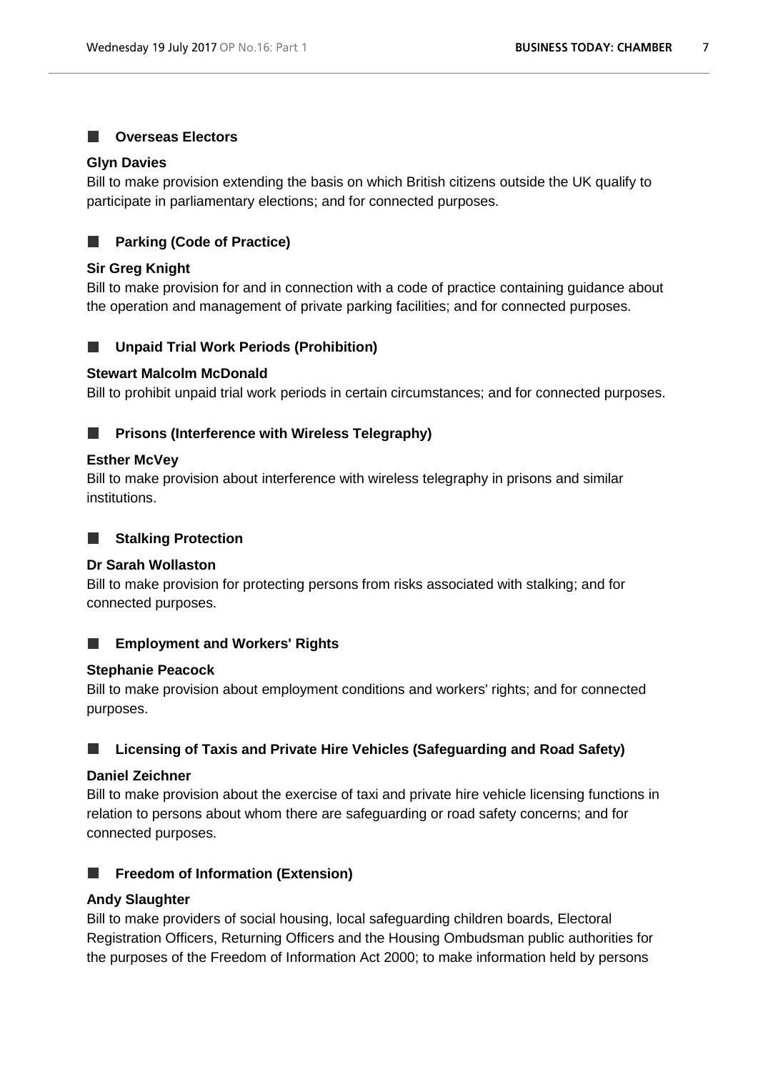## Overseas Electors

**Glyn Davies**

Bill to make provision extending the basis on which British citizens outside the UK qualify to participate in parliamentary elections; and for connected purposes.

## Parking (Code of Practice)

**Sir Greg Knight**

Bill to make provision for and in connection with a code of practice containing guidance about the operation and management of private parking facilities; and for connected purposes.

## Unpaid Trial Work Periods (Prohibition)

**Stewart Malcolm McDonald**

Bill to prohibit unpaid trial work periods in certain circumstances; and for connected purposes.

## Prisons (Interference with Wireless Telegraphy)

**Esther McVey**

Bill to make provision about interference with wireless telegraphy in prisons and similar institutions.

## Stalking Protection

**Dr Sarah Wollaston**

Bill to make provision for protecting persons from risks associated with stalking; and for connected purposes.

## Employment and Workers' Rights

**Stephanie Peacock**

Bill to make provision about employment conditions and workers' rights; and for connected purposes.

## Licensing of Taxis and Private Hire Vehicles (Safeguarding and Road Safety)

**Daniel Zeichner**

Bill to make provision about the exercise of taxi and private hire vehicle licensing functions in relation to persons about whom there are safeguarding or road safety concerns; and for connected purposes.

## Freedom of Information (Extension)

**Andy Slaughter**

Bill to make providers of social housing, local safeguarding children boards, Electoral Registration Officers, Returning Officers and the Housing Ombudsman public authorities for the purposes of the Freedom of Information Act 2000; to make information held by persons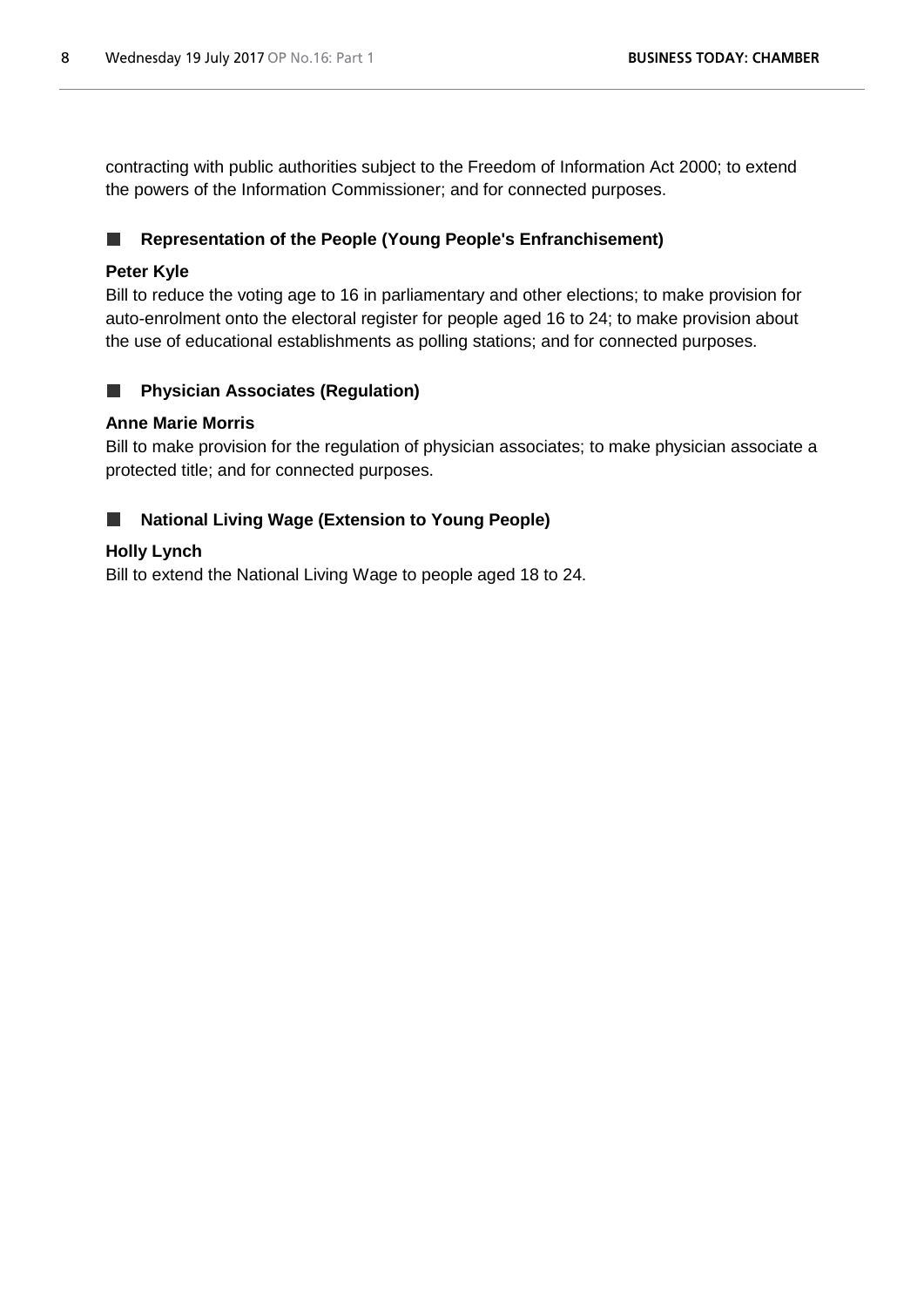contracting with public authorities subject to the Freedom of Information Act 2000; to extend the powers of the Information Commissioner; and for connected purposes.

### Representation of the People (Young People's Enfranchisement)

**Peter Kyle**

Bill to reduce the voting age to 16 in parliamentary and other elections; to make provision for auto-enrolment onto the electoral register for people aged 16 to 24; to make provision about the use of educational establishments as polling stations; and for connected purposes.

### Physician Associates (Regulation)

**Anne Marie Morris**

Bill to make provision for the regulation of physician associates; to make physician associate a protected title; and for connected purposes.

### National Living Wage (Extension to Young People)

**Holly Lynch**

Bill to extend the National Living Wage to people aged 18 to 24.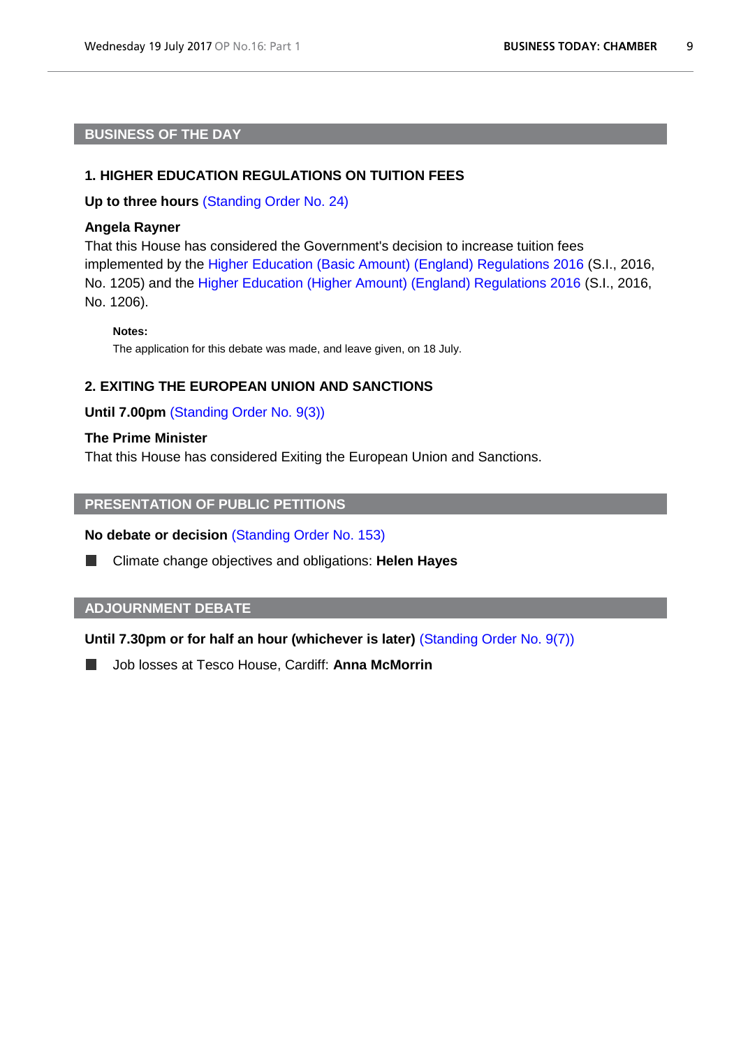## BUSINESS OF THE DAY

### 1. HIGHER EDUCATION REGULATIONS ON TUITION FEES

**Up to three hours** (Standing Order No. 24)

**Angela Rayner**
That this House has considered the Government's decision to increase tuition fees implemented by the Higher Education (Basic Amount) (England) Regulations 2016 (S.I., 2016, No. 1205) and the Higher Education (Higher Amount) (England) Regulations 2016 (S.I., 2016, No. 1206).

> **Notes:**
> The application for this debate was made, and leave given, on 18 July.

### 2. EXITING THE EUROPEAN UNION AND SANCTIONS

**Until 7.00pm** (Standing Order No. 9(3))

**The Prime Minister**
That this House has considered Exiting the European Union and Sanctions.

## PRESENTATION OF PUBLIC PETITIONS

**No debate or decision** (Standing Order No. 153)

- Climate change objectives and obligations: **Helen Hayes**

## ADJOURNMENT DEBATE

**Until 7.30pm or for half an hour (whichever is later)** (Standing Order No. 9(7))

- Job losses at Tesco House, Cardiff: **Anna McMorrin**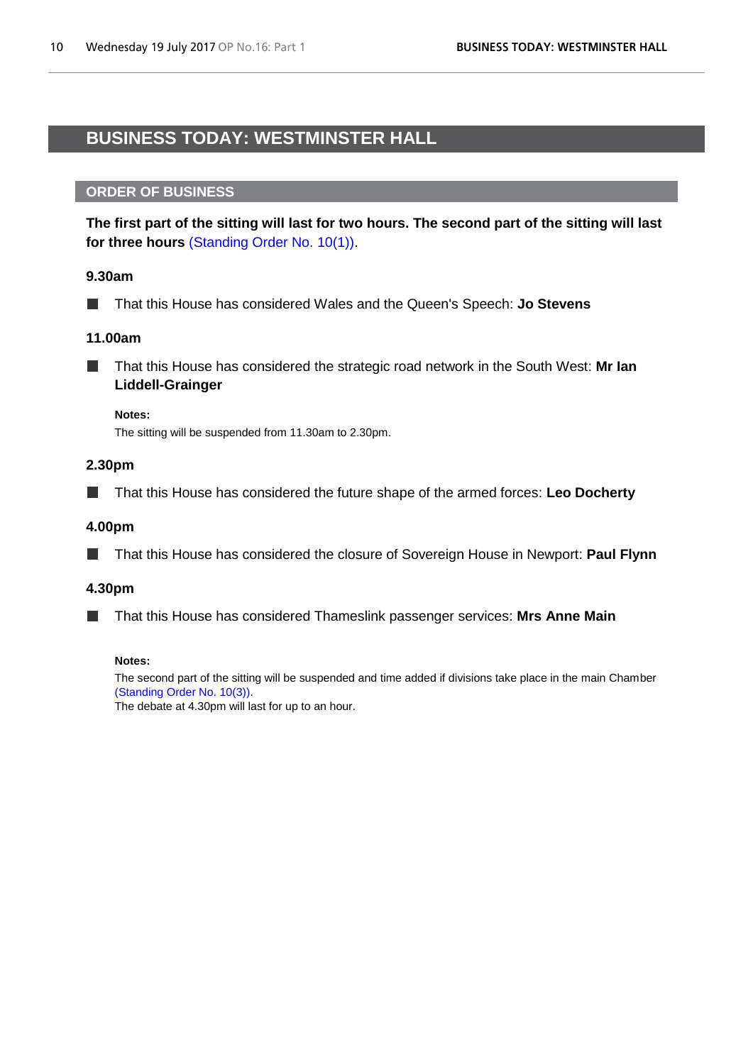# BUSINESS TODAY: WESTMINSTER HALL

## ORDER OF BUSINESS

**The first part of the sitting will last for two hours. The second part of the sitting will last for three hours** (Standing Order No. 10(1)).

### 9.30am

- That this House has considered Wales and the Queen's Speech: **Jo Stevens**

### 11.00am

- That this House has considered the strategic road network in the South West: **Mr Ian Liddell-Grainger**

  **Notes:**
  The sitting will be suspended from 11.30am to 2.30pm.

### 2.30pm

- That this House has considered the future shape of the armed forces: **Leo Docherty**

### 4.00pm

- That this House has considered the closure of Sovereign House in Newport: **Paul Flynn**

### 4.30pm

- That this House has considered Thameslink passenger services: **Mrs Anne Main**

**Notes:**
The second part of the sitting will be suspended and time added if divisions take place in the main Chamber (Standing Order No. 10(3)).
The debate at 4.30pm will last for up to an hour.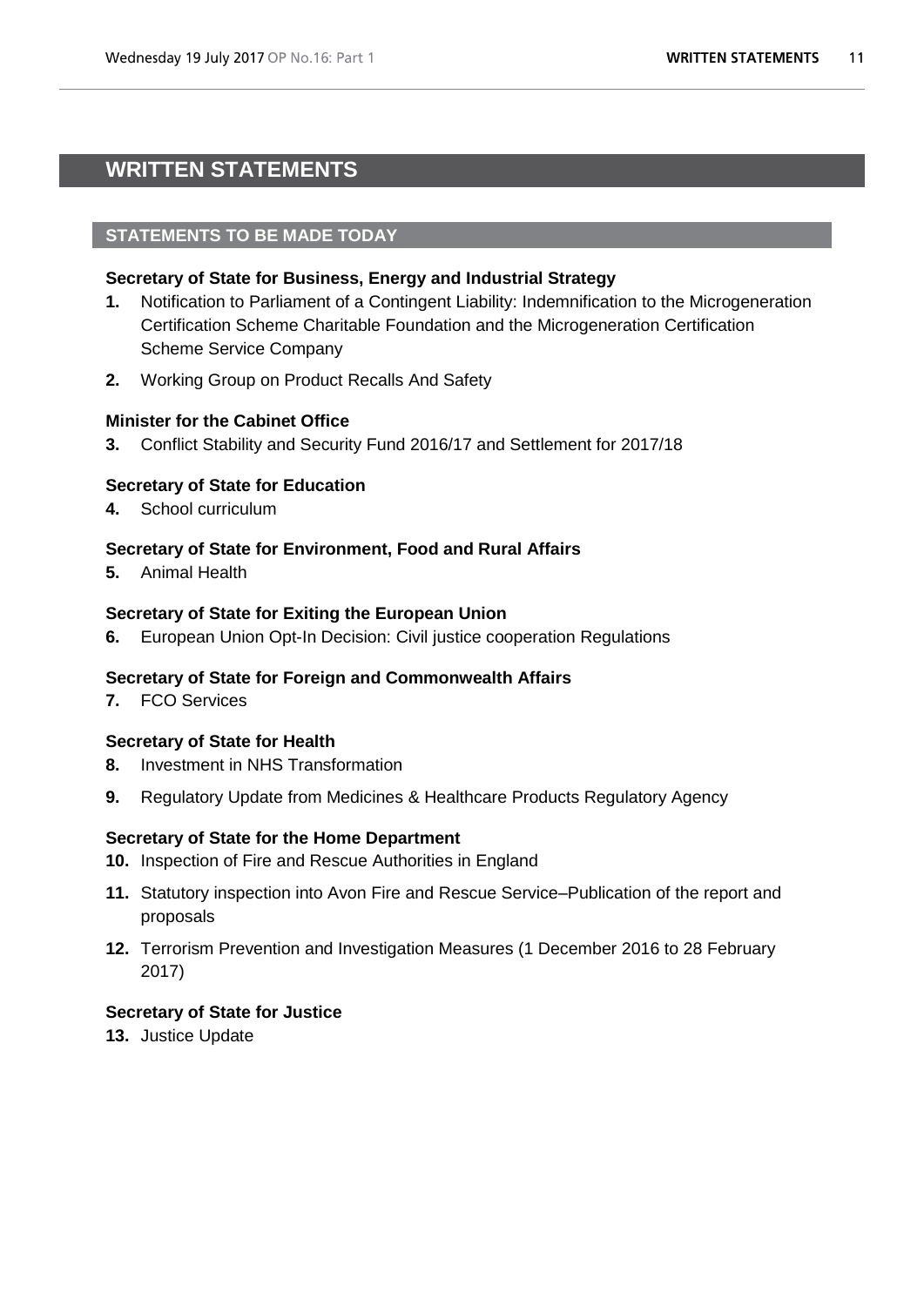# WRITTEN STATEMENTS

## STATEMENTS TO BE MADE TODAY

### Secretary of State for Business, Energy and Industrial Strategy

1. Notification to Parliament of a Contingent Liability: Indemnification to the Microgeneration Certification Scheme Charitable Foundation and the Microgeneration Certification Scheme Service Company
2. Working Group on Product Recalls And Safety

### Minister for the Cabinet Office

3. Conflict Stability and Security Fund 2016/17 and Settlement for 2017/18

### Secretary of State for Education

4. School curriculum

### Secretary of State for Environment, Food and Rural Affairs

5. Animal Health

### Secretary of State for Exiting the European Union

6. European Union Opt-In Decision: Civil justice cooperation Regulations

### Secretary of State for Foreign and Commonwealth Affairs

7. FCO Services

### Secretary of State for Health

8. Investment in NHS Transformation
9. Regulatory Update from Medicines & Healthcare Products Regulatory Agency

### Secretary of State for the Home Department

10. Inspection of Fire and Rescue Authorities in England
11. Statutory inspection into Avon Fire and Rescue Service–Publication of the report and proposals
12. Terrorism Prevention and Investigation Measures (1 December 2016 to 28 February 2017)

### Secretary of State for Justice

13. Justice Update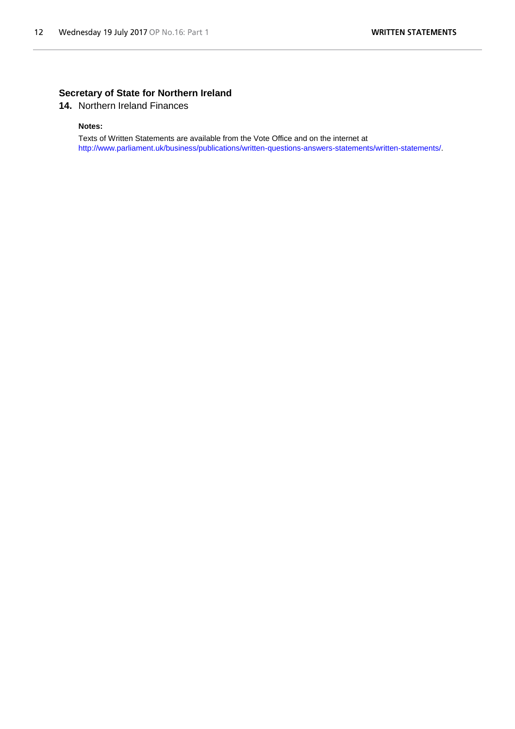### Secretary of State for Northern Ireland

**14.** Northern Ireland Finances

**Notes:**

Texts of Written Statements are available from the Vote Office and on the internet at http://www.parliament.uk/business/publications/written-questions-answers-statements/written-statements/.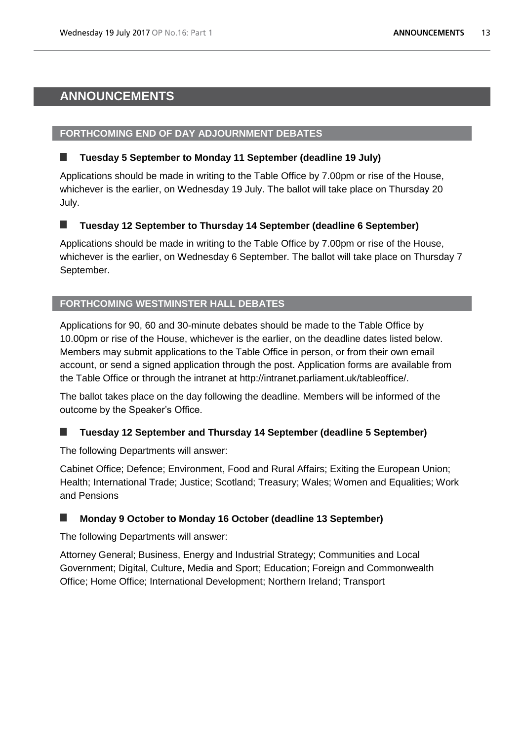# ANNOUNCEMENTS

## FORTHCOMING END OF DAY ADJOURNMENT DEBATES

### Tuesday 5 September to Monday 11 September (deadline 19 July)

Applications should be made in writing to the Table Office by 7.00pm or rise of the House, whichever is the earlier, on Wednesday 19 July. The ballot will take place on Thursday 20 July.

### Tuesday 12 September to Thursday 14 September (deadline 6 September)

Applications should be made in writing to the Table Office by 7.00pm or rise of the House, whichever is the earlier, on Wednesday 6 September. The ballot will take place on Thursday 7 September.

## FORTHCOMING WESTMINSTER HALL DEBATES

Applications for 90, 60 and 30-minute debates should be made to the Table Office by 10.00pm or rise of the House, whichever is the earlier, on the deadline dates listed below. Members may submit applications to the Table Office in person, or from their own email account, or send a signed application through the post. Application forms are available from the Table Office or through the intranet at http://intranet.parliament.uk/tableoffice/.

The ballot takes place on the day following the deadline. Members will be informed of the outcome by the Speaker's Office.

### Tuesday 12 September and Thursday 14 September (deadline 5 September)

The following Departments will answer:

Cabinet Office; Defence; Environment, Food and Rural Affairs; Exiting the European Union; Health; International Trade; Justice; Scotland; Treasury; Wales; Women and Equalities; Work and Pensions

### Monday 9 October to Monday 16 October (deadline 13 September)

The following Departments will answer:

Attorney General; Business, Energy and Industrial Strategy; Communities and Local Government; Digital, Culture, Media and Sport; Education; Foreign and Commonwealth Office; Home Office; International Development; Northern Ireland; Transport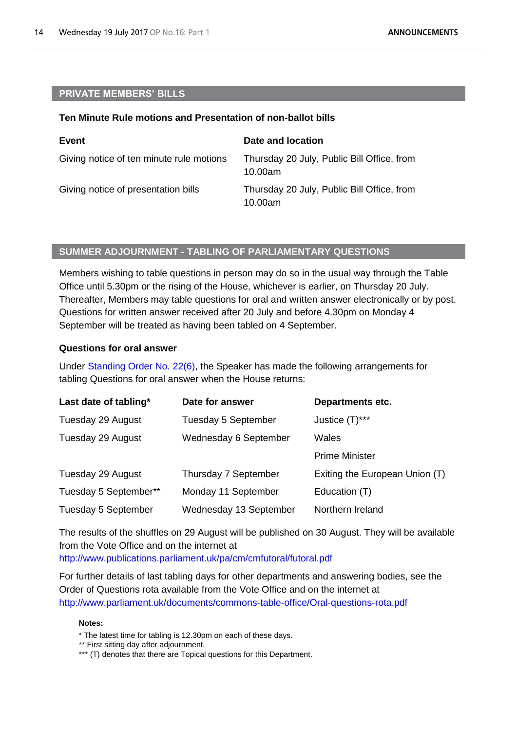## PRIVATE MEMBERS' BILLS

### Ten Minute Rule motions and Presentation of non-ballot bills

| Event | Date and location |
|---|---|
| Giving notice of ten minute rule motions | Thursday 20 July, Public Bill Office, from 10.00am |
| Giving notice of presentation bills | Thursday 20 July, Public Bill Office, from 10.00am |

## SUMMER ADJOURNMENT - TABLING OF PARLIAMENTARY QUESTIONS

Members wishing to table questions in person may do so in the usual way through the Table Office until 5.30pm or the rising of the House, whichever is earlier, on Thursday 20 July. Thereafter, Members may table questions for oral and written answer electronically or by post. Questions for written answer received after 20 July and before 4.30pm on Monday 4 September will be treated as having been tabled on 4 September.

### Questions for oral answer

Under Standing Order No. 22(6), the Speaker has made the following arrangements for tabling Questions for oral answer when the House returns:

| Last date of tabling* | Date for answer | Departments etc. |
|---|---|---|
| Tuesday 29 August | Tuesday 5 September | Justice (T)*** |
| Tuesday 29 August | Wednesday 6 September | Wales |
| | | Prime Minister |
| Tuesday 29 August | Thursday 7 September | Exiting the European Union (T) |
| Tuesday 5 September** | Monday 11 September | Education (T) |
| Tuesday 5 September | Wednesday 13 September | Northern Ireland |

The results of the shuffles on 29 August will be published on 30 August. They will be available from the Vote Office and on the internet at http://www.publications.parliament.uk/pa/cm/cmfutoral/futoral.pdf

For further details of last tabling days for other departments and answering bodies, see the Order of Questions rota available from the Vote Office and on the internet at http://www.parliament.uk/documents/commons-table-office/Oral-questions-rota.pdf

**Notes:**

* The latest time for tabling is 12.30pm on each of these days.
** First sitting day after adjournment.
*** (T) denotes that there are Topical questions for this Department.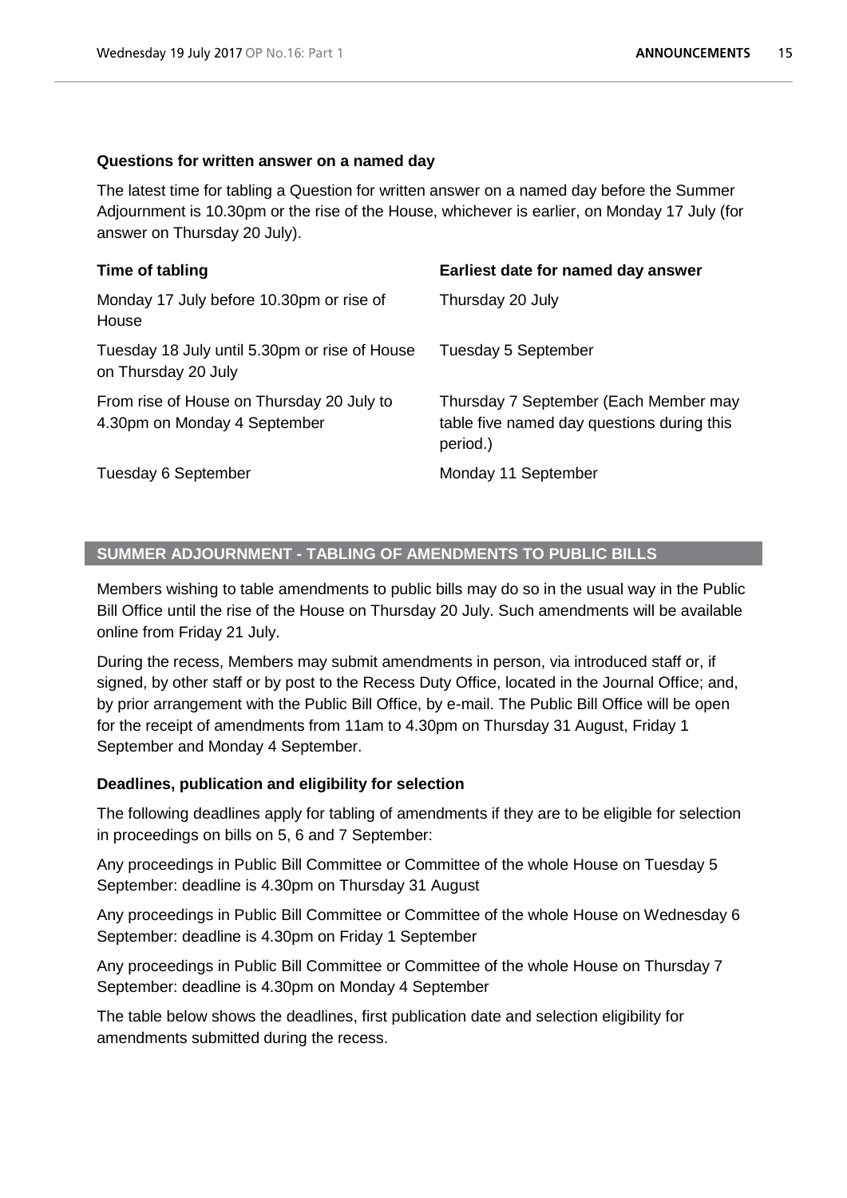### Questions for written answer on a named day

The latest time for tabling a Question for written answer on a named day before the Summer Adjournment is 10.30pm or the rise of the House, whichever is earlier, on Monday 17 July (for answer on Thursday 20 July).

| Time of tabling | Earliest date for named day answer |
| --- | --- |
| Monday 17 July before 10.30pm or rise of House | Thursday 20 July |
| Tuesday 18 July until 5.30pm or rise of House on Thursday 20 July | Tuesday 5 September |
| From rise of House on Thursday 20 July to 4.30pm on Monday 4 September | Thursday 7 September (Each Member may table five named day questions during this period.) |
| Tuesday 6 September | Monday 11 September |

## SUMMER ADJOURNMENT - TABLING OF AMENDMENTS TO PUBLIC BILLS

Members wishing to table amendments to public bills may do so in the usual way in the Public Bill Office until the rise of the House on Thursday 20 July. Such amendments will be available online from Friday 21 July.

During the recess, Members may submit amendments in person, via introduced staff or, if signed, by other staff or by post to the Recess Duty Office, located in the Journal Office; and, by prior arrangement with the Public Bill Office, by e-mail. The Public Bill Office will be open for the receipt of amendments from 11am to 4.30pm on Thursday 31 August, Friday 1 September and Monday 4 September.

### Deadlines, publication and eligibility for selection

The following deadlines apply for tabling of amendments if they are to be eligible for selection in proceedings on bills on 5, 6 and 7 September:

Any proceedings in Public Bill Committee or Committee of the whole House on Tuesday 5 September: deadline is 4.30pm on Thursday 31 August

Any proceedings in Public Bill Committee or Committee of the whole House on Wednesday 6 September: deadline is 4.30pm on Friday 1 September

Any proceedings in Public Bill Committee or Committee of the whole House on Thursday 7 September: deadline is 4.30pm on Monday 4 September

The table below shows the deadlines, first publication date and selection eligibility for amendments submitted during the recess.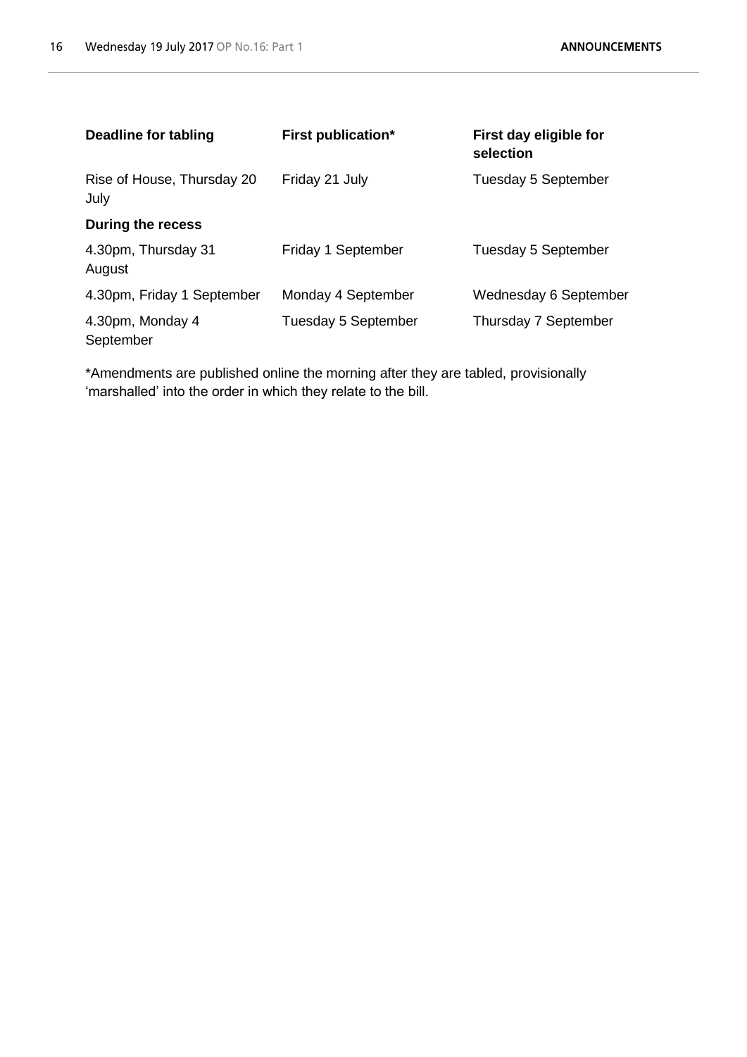| Deadline for tabling | First publication* | First day eligible for selection |
|---|---|---|
| Rise of House, Thursday 20 July | Friday 21 July | Tuesday 5 September |
| **During the recess** | | |
| 4.30pm, Thursday 31 August | Friday 1 September | Tuesday 5 September |
| 4.30pm, Friday 1 September | Monday 4 September | Wednesday 6 September |
| 4.30pm, Monday 4 September | Tuesday 5 September | Thursday 7 September |

*Amendments are published online the morning after they are tabled, provisionally 'marshalled' into the order in which they relate to the bill.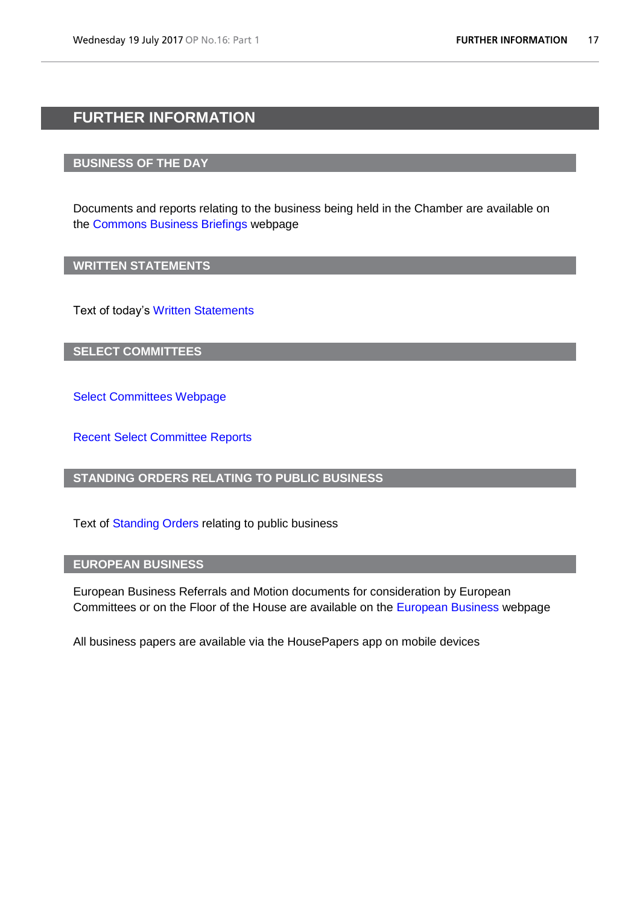# FURTHER INFORMATION

## BUSINESS OF THE DAY

Documents and reports relating to the business being held in the Chamber are available on the Commons Business Briefings webpage

## WRITTEN STATEMENTS

Text of today's Written Statements

## SELECT COMMITTEES

Select Committees Webpage

Recent Select Committee Reports

## STANDING ORDERS RELATING TO PUBLIC BUSINESS

Text of Standing Orders relating to public business

## EUROPEAN BUSINESS

European Business Referrals and Motion documents for consideration by European Committees or on the Floor of the House are available on the European Business webpage

All business papers are available via the HousePapers app on mobile devices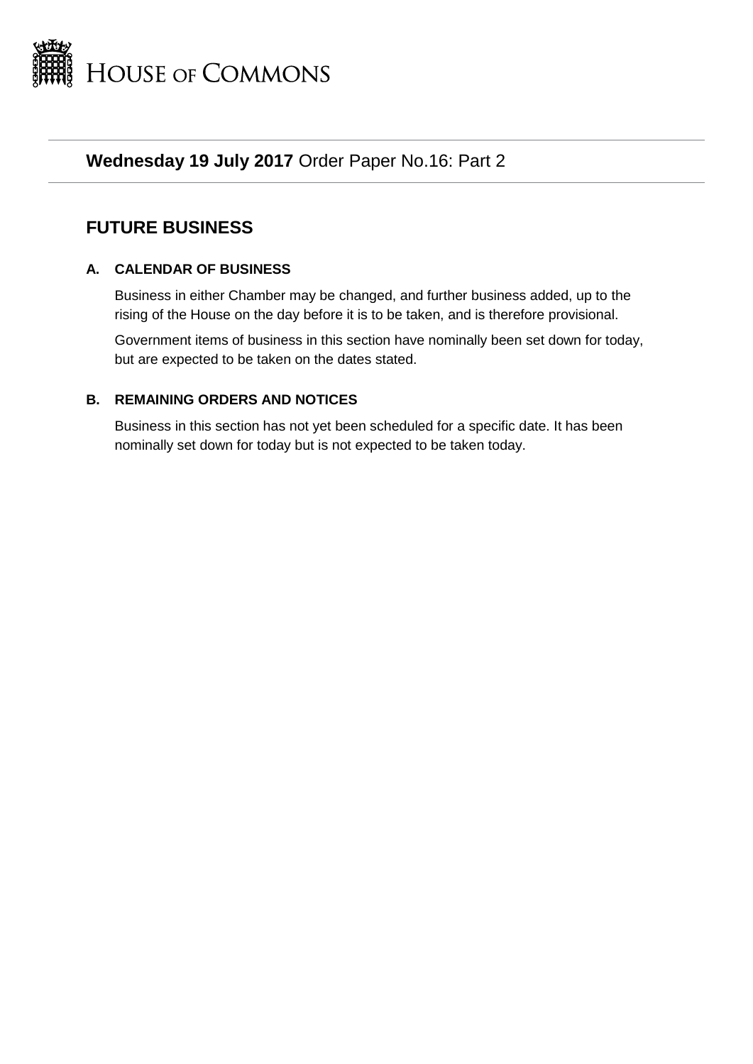# HOUSE OF COMMONS

**Wednesday 19 July 2017** Order Paper No.16: Part 2

## FUTURE BUSINESS

### A. CALENDAR OF BUSINESS

Business in either Chamber may be changed, and further business added, up to the rising of the House on the day before it is to be taken, and is therefore provisional.

Government items of business in this section have nominally been set down for today, but are expected to be taken on the dates stated.

### B. REMAINING ORDERS AND NOTICES

Business in this section has not yet been scheduled for a specific date. It has been nominally set down for today but is not expected to be taken today.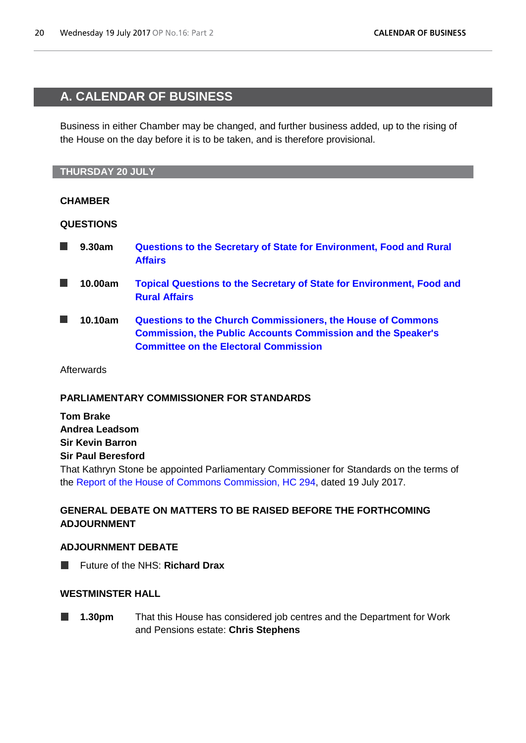# A. CALENDAR OF BUSINESS

Business in either Chamber may be changed, and further business added, up to the rising of the House on the day before it is to be taken, and is therefore provisional.

## THURSDAY 20 JULY

### CHAMBER

### QUESTIONS

- **9.30am** **Questions to the Secretary of State for Environment, Food and Rural Affairs**
- **10.00am** **Topical Questions to the Secretary of State for Environment, Food and Rural Affairs**
- **10.10am** **Questions to the Church Commissioners, the House of Commons Commission, the Public Accounts Commission and the Speaker's Committee on the Electoral Commission**

Afterwards

### PARLIAMENTARY COMMISSIONER FOR STANDARDS

**Tom Brake**
**Andrea Leadsom**
**Sir Kevin Barron**
**Sir Paul Beresford**
That Kathryn Stone be appointed Parliamentary Commissioner for Standards on the terms of the Report of the House of Commons Commission, HC 294, dated 19 July 2017.

### GENERAL DEBATE ON MATTERS TO BE RAISED BEFORE THE FORTHCOMING ADJOURNMENT

### ADJOURNMENT DEBATE

- Future of the NHS: **Richard Drax**

### WESTMINSTER HALL

- **1.30pm** That this House has considered job centres and the Department for Work and Pensions estate: **Chris Stephens**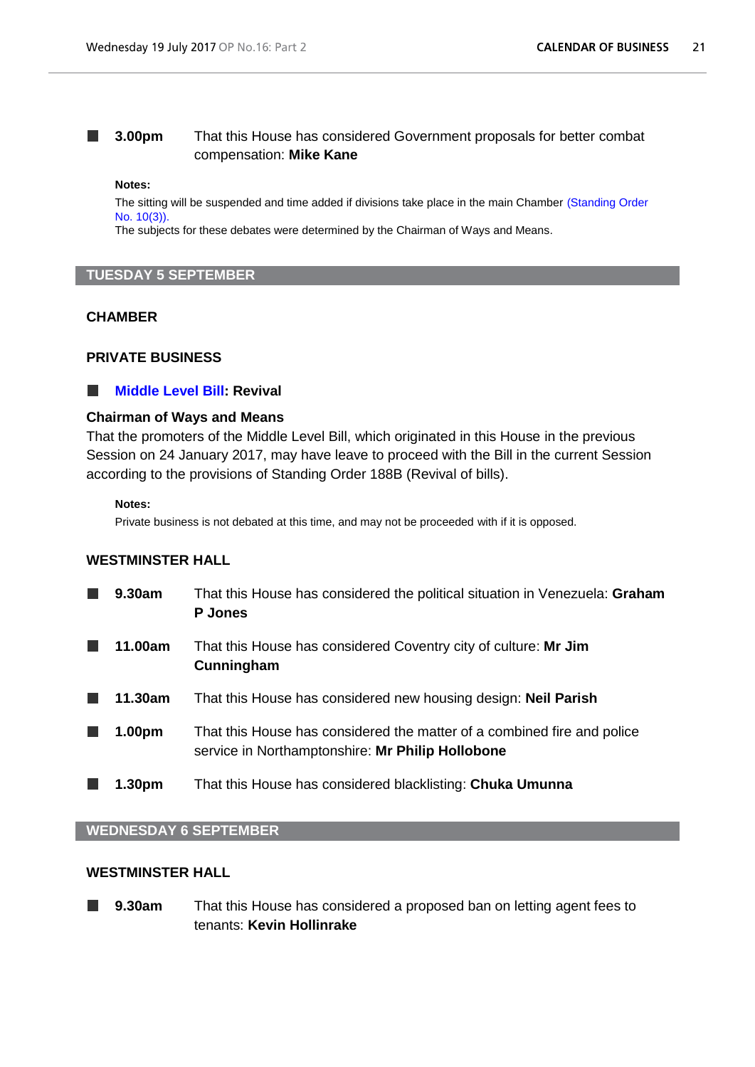■ **3.00pm** That this House has considered Government proposals for better combat compensation: **Mike Kane**

**Notes:**

The sitting will be suspended and time added if divisions take place in the main Chamber (Standing Order No. 10(3)).

The subjects for these debates were determined by the Chairman of Ways and Means.

## TUESDAY 5 SEPTEMBER

### CHAMBER

### PRIVATE BUSINESS

■ **Middle Level Bill: Revival**

**Chairman of Ways and Means**

That the promoters of the Middle Level Bill, which originated in this House in the previous Session on 24 January 2017, may have leave to proceed with the Bill in the current Session according to the provisions of Standing Order 188B (Revival of bills).

**Notes:**

Private business is not debated at this time, and may not be proceeded with if it is opposed.

### WESTMINSTER HALL

■ **9.30am** That this House has considered the political situation in Venezuela: **Graham P Jones**

■ **11.00am** That this House has considered Coventry city of culture: **Mr Jim Cunningham**

■ **11.30am** That this House has considered new housing design: **Neil Parish**

■ **1.00pm** That this House has considered the matter of a combined fire and police service in Northamptonshire: **Mr Philip Hollobone**

■ **1.30pm** That this House has considered blacklisting: **Chuka Umunna**

## WEDNESDAY 6 SEPTEMBER

### WESTMINSTER HALL

■ **9.30am** That this House has considered a proposed ban on letting agent fees to tenants: **Kevin Hollinrake**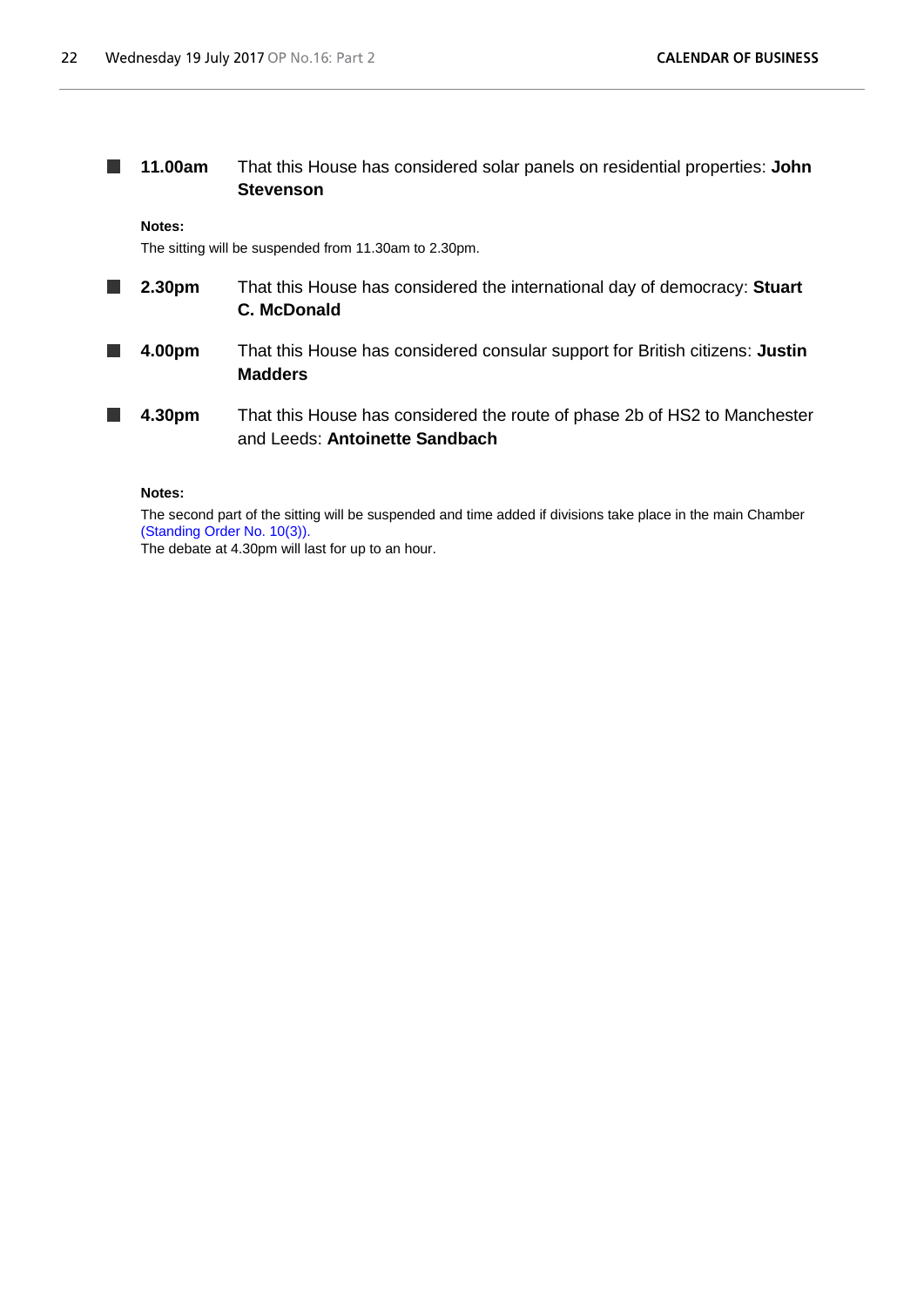■ **11.00am** That this House has considered solar panels on residential properties: **John Stevenson**

**Notes:**

The sitting will be suspended from 11.30am to 2.30pm.

■ **2.30pm** That this House has considered the international day of democracy: **Stuart C. McDonald**

■ **4.00pm** That this House has considered consular support for British citizens: **Justin Madders**

■ **4.30pm** That this House has considered the route of phase 2b of HS2 to Manchester and Leeds: **Antoinette Sandbach**

**Notes:**

The second part of the sitting will be suspended and time added if divisions take place in the main Chamber (Standing Order No. 10(3)).
The debate at 4.30pm will last for up to an hour.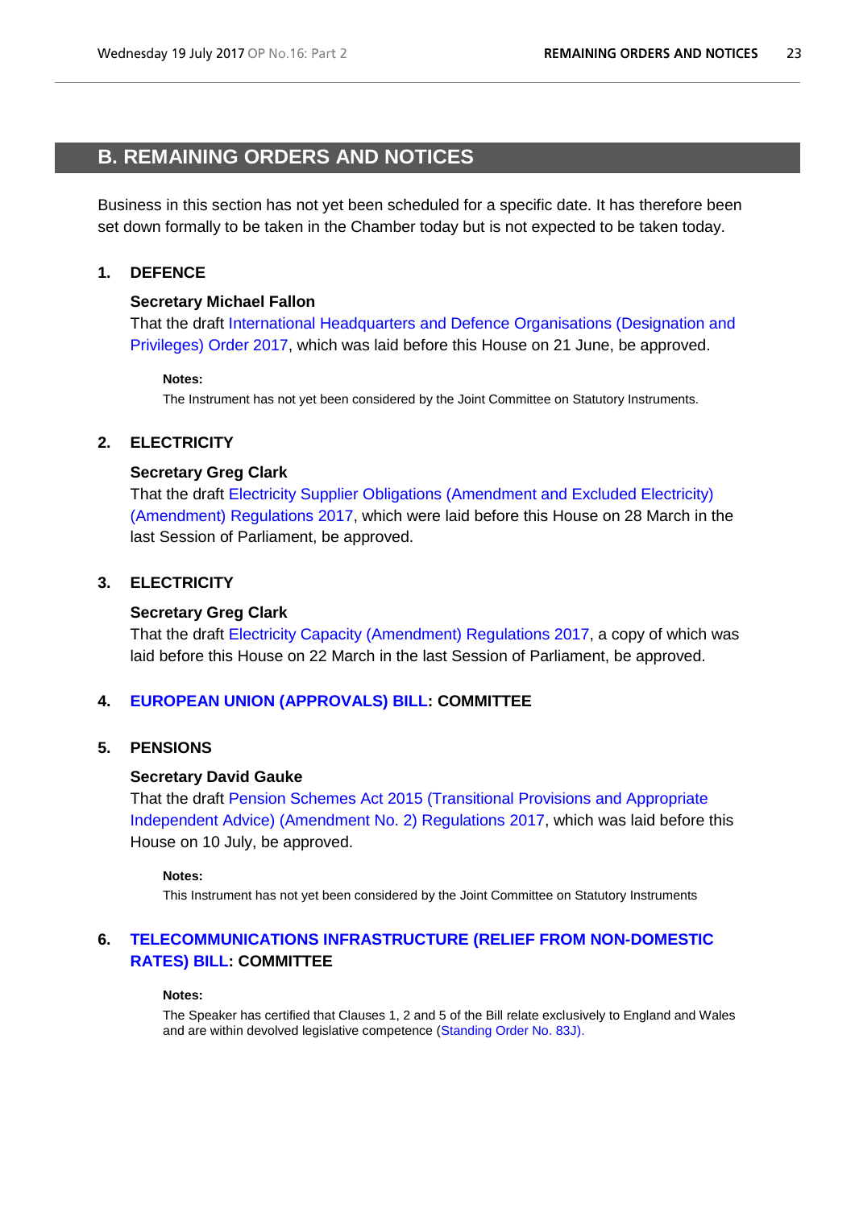## B. REMAINING ORDERS AND NOTICES

Business in this section has not yet been scheduled for a specific date. It has therefore been set down formally to be taken in the Chamber today but is not expected to be taken today.

### 1. DEFENCE

**Secretary Michael Fallon**

That the draft International Headquarters and Defence Organisations (Designation and Privileges) Order 2017, which was laid before this House on 21 June, be approved.

**Notes:**

The Instrument has not yet been considered by the Joint Committee on Statutory Instruments.

### 2. ELECTRICITY

**Secretary Greg Clark**

That the draft Electricity Supplier Obligations (Amendment and Excluded Electricity) (Amendment) Regulations 2017, which were laid before this House on 28 March in the last Session of Parliament, be approved.

### 3. ELECTRICITY

**Secretary Greg Clark**

That the draft Electricity Capacity (Amendment) Regulations 2017, a copy of which was laid before this House on 22 March in the last Session of Parliament, be approved.

### 4. EUROPEAN UNION (APPROVALS) BILL: COMMITTEE

### 5. PENSIONS

**Secretary David Gauke**

That the draft Pension Schemes Act 2015 (Transitional Provisions and Appropriate Independent Advice) (Amendment No. 2) Regulations 2017, which was laid before this House on 10 July, be approved.

**Notes:**

This Instrument has not yet been considered by the Joint Committee on Statutory Instruments

### 6. TELECOMMUNICATIONS INFRASTRUCTURE (RELIEF FROM NON-DOMESTIC RATES) BILL: COMMITTEE

**Notes:**

The Speaker has certified that Clauses 1, 2 and 5 of the Bill relate exclusively to England and Wales and are within devolved legislative competence (Standing Order No. 83J).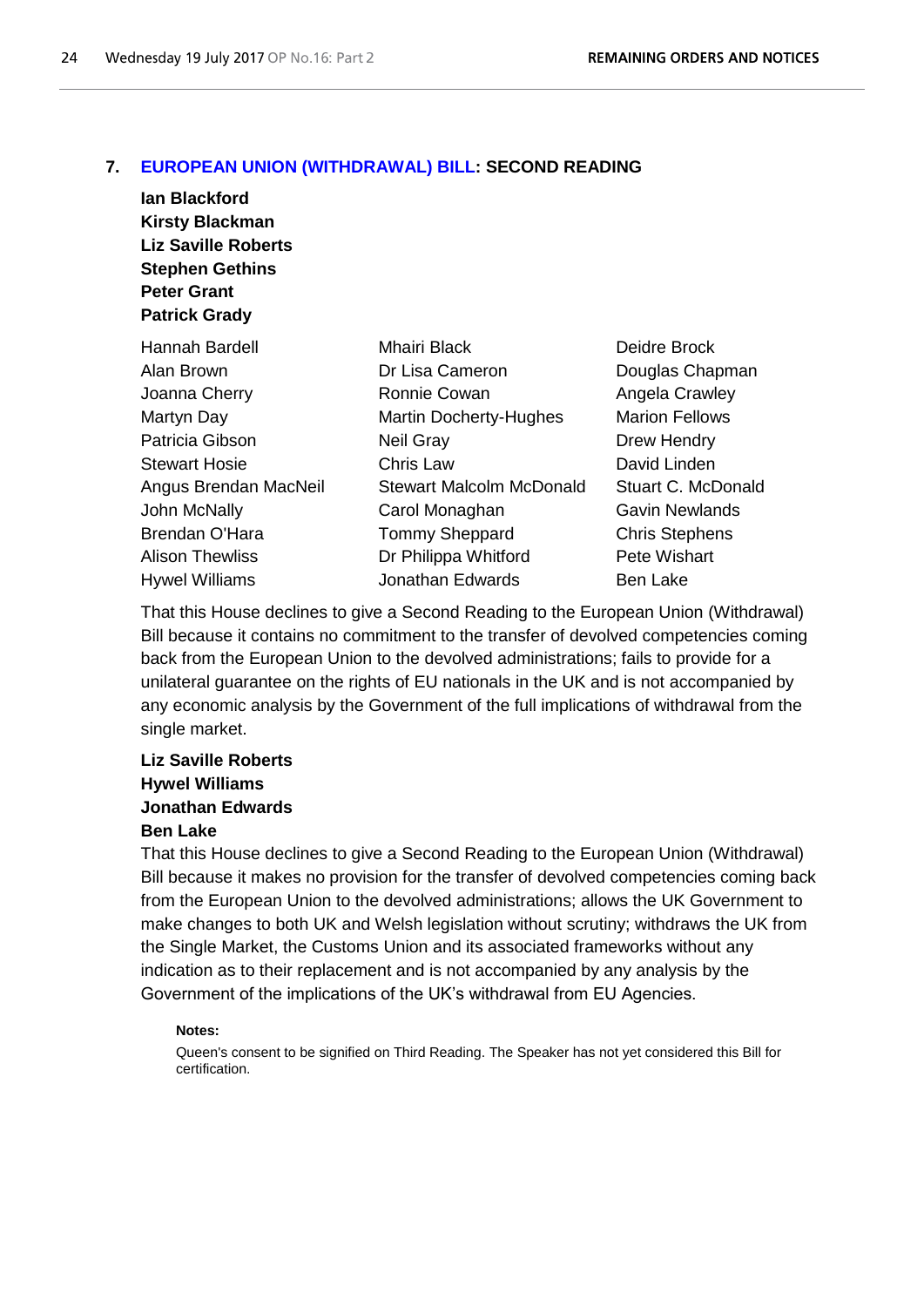### 7. EUROPEAN UNION (WITHDRAWAL) BILL: SECOND READING

**Ian Blackford**
**Kirsty Blackman**
**Liz Saville Roberts**
**Stephen Gethins**
**Peter Grant**
**Patrick Grady**

| | | |
|---|---|---|
| Hannah Bardell | Mhairi Black | Deidre Brock |
| Alan Brown | Dr Lisa Cameron | Douglas Chapman |
| Joanna Cherry | Ronnie Cowan | Angela Crawley |
| Martyn Day | Martin Docherty-Hughes | Marion Fellows |
| Patricia Gibson | Neil Gray | Drew Hendry |
| Stewart Hosie | Chris Law | David Linden |
| Angus Brendan MacNeil | Stewart Malcolm McDonald | Stuart C. McDonald |
| John McNally | Carol Monaghan | Gavin Newlands |
| Brendan O'Hara | Tommy Sheppard | Chris Stephens |
| Alison Thewliss | Dr Philippa Whitford | Pete Wishart |
| Hywel Williams | Jonathan Edwards | Ben Lake |

That this House declines to give a Second Reading to the European Union (Withdrawal) Bill because it contains no commitment to the transfer of devolved competencies coming back from the European Union to the devolved administrations; fails to provide for a unilateral guarantee on the rights of EU nationals in the UK and is not accompanied by any economic analysis by the Government of the full implications of withdrawal from the single market.

**Liz Saville Roberts**
**Hywel Williams**
**Jonathan Edwards**
**Ben Lake**

That this House declines to give a Second Reading to the European Union (Withdrawal) Bill because it makes no provision for the transfer of devolved competencies coming back from the European Union to the devolved administrations; allows the UK Government to make changes to both UK and Welsh legislation without scrutiny; withdraws the UK from the Single Market, the Customs Union and its associated frameworks without any indication as to their replacement and is not accompanied by any analysis by the Government of the implications of the UK's withdrawal from EU Agencies.

**Notes:**

Queen's consent to be signified on Third Reading. The Speaker has not yet considered this Bill for certification.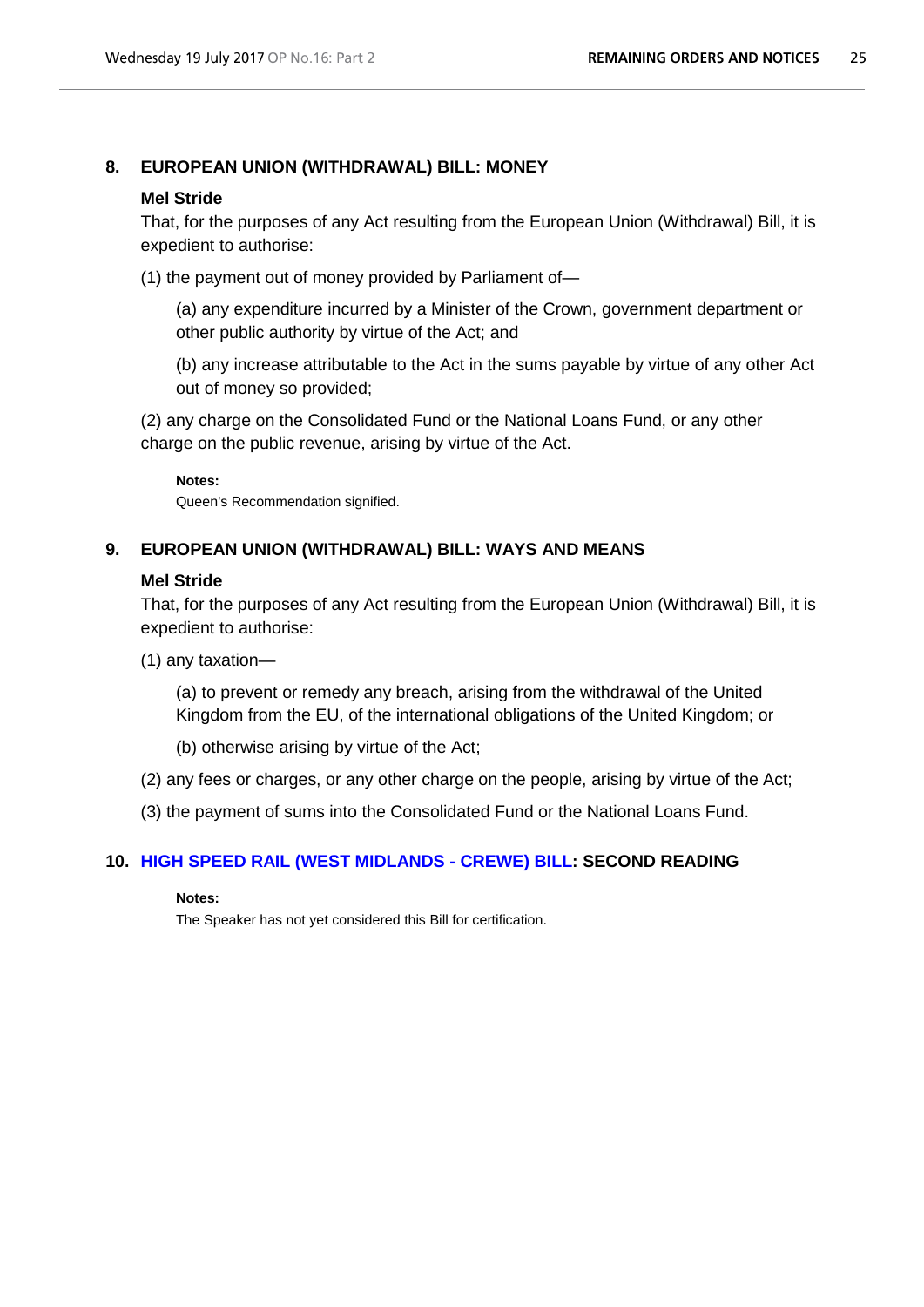## 8. EUROPEAN UNION (WITHDRAWAL) BILL: MONEY

**Mel Stride**

That, for the purposes of any Act resulting from the European Union (Withdrawal) Bill, it is expedient to authorise:

(1) the payment out of money provided by Parliament of—

(a) any expenditure incurred by a Minister of the Crown, government department or other public authority by virtue of the Act; and

(b) any increase attributable to the Act in the sums payable by virtue of any other Act out of money so provided;

(2) any charge on the Consolidated Fund or the National Loans Fund, or any other charge on the public revenue, arising by virtue of the Act.

**Notes:**

Queen's Recommendation signified.

## 9. EUROPEAN UNION (WITHDRAWAL) BILL: WAYS AND MEANS

**Mel Stride**

That, for the purposes of any Act resulting from the European Union (Withdrawal) Bill, it is expedient to authorise:

(1) any taxation—

(a) to prevent or remedy any breach, arising from the withdrawal of the United Kingdom from the EU, of the international obligations of the United Kingdom; or

(b) otherwise arising by virtue of the Act;

(2) any fees or charges, or any other charge on the people, arising by virtue of the Act;

(3) the payment of sums into the Consolidated Fund or the National Loans Fund.

## 10. HIGH SPEED RAIL (WEST MIDLANDS - CREWE) BILL: SECOND READING

**Notes:**

The Speaker has not yet considered this Bill for certification.